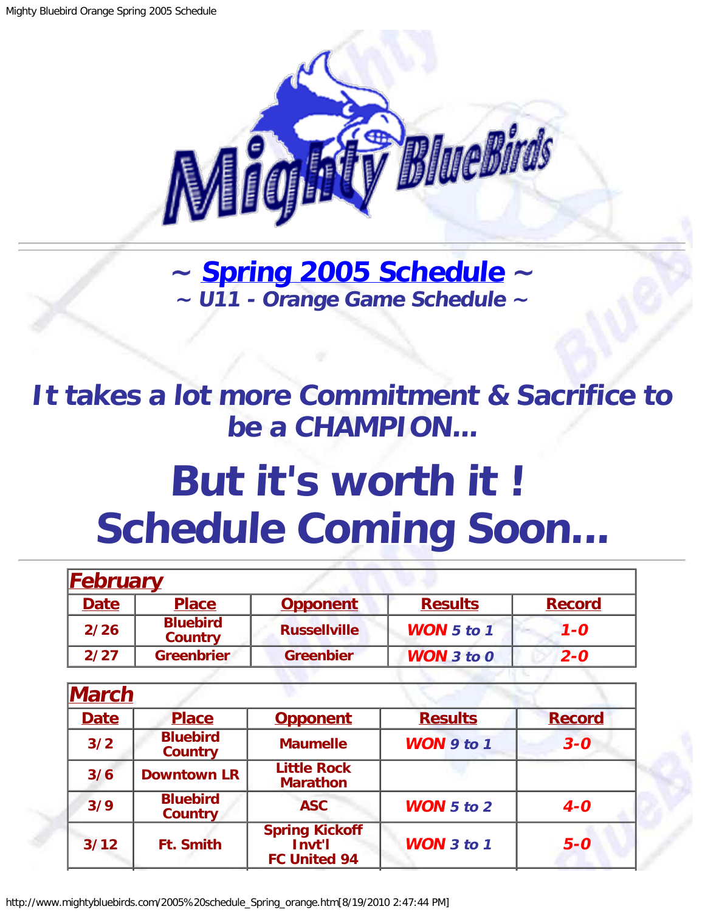# ~ Spring 2005 Schedule ~

### ~ U11 - Orange Game Schedule ~

## It takes a lot more Commitment & Sacrifice to be a CHAMPION...

# But it's worth it !
# Schedule Coming Soon...

| February | | | | |
|---|---|---|---|---|
| **Date** | **Place** | **Opponent** | **Results** | **Record** |
| 2/26 | Bluebird Country | Russellville | ***WON*** 5 to 1 | 1-0 |
| 2/27 | Greenbrier | Greenbier | ***WON*** 3 to 0 | 2-0 |

| March | | | | |
|---|---|---|---|---|
| **Date** | **Place** | **Opponent** | **Results** | **Record** |
| 3/2 | Bluebird Country | Maumelle | ***WON*** 9 to 1 | 3-0 |
| 3/6 | Downtown LR | Little Rock Marathon | | |
| 3/9 | Bluebird Country | ASC | ***WON*** 5 to 2 | 4-0 |
| 3/12 | Ft. Smith | Spring Kickoff Invt'l FC United 94 | ***WON*** 3 to 1 | 5-0 |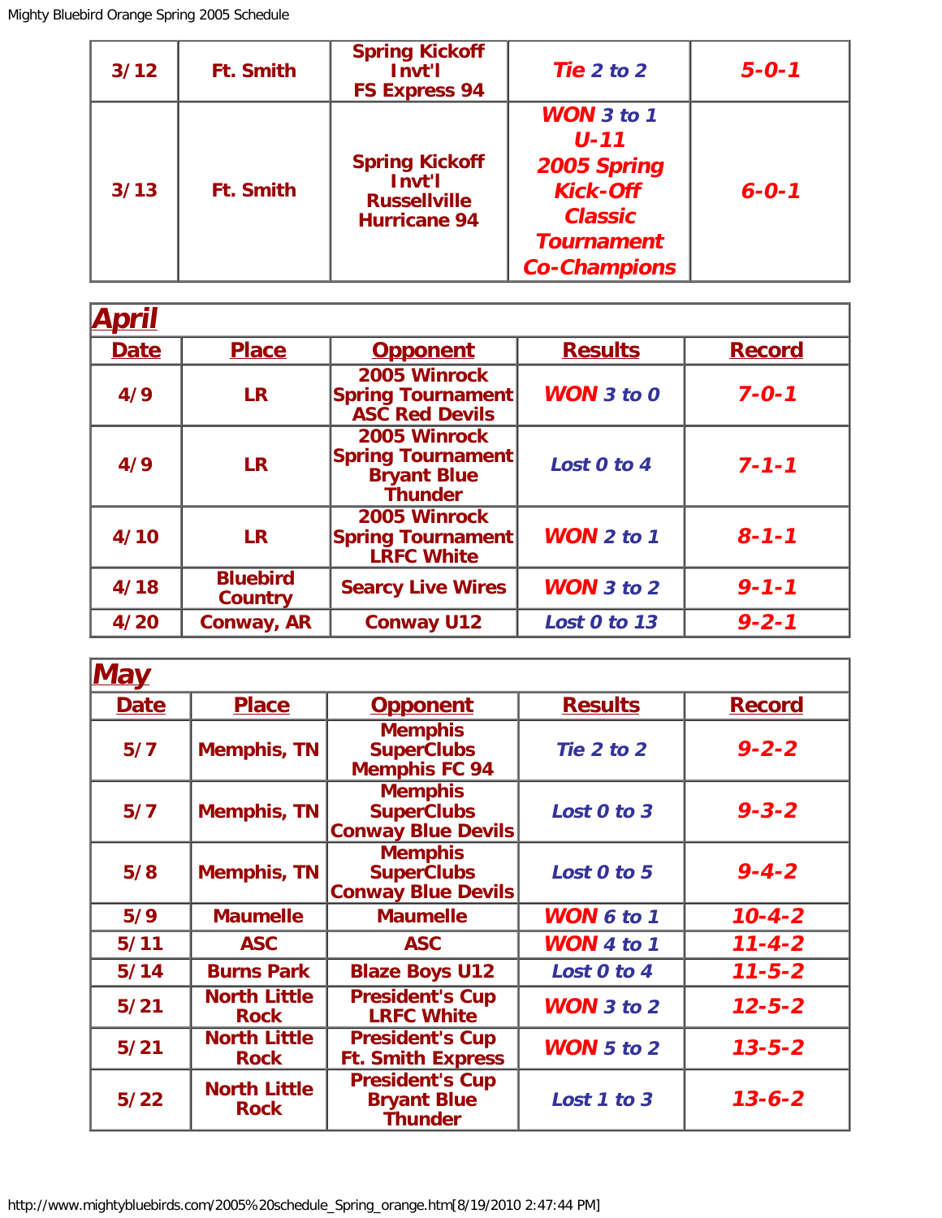| 3/12 | Ft. Smith | Spring Kickoff Invt'l FS Express 94 | *Tie 2 to 2* | *5-0-1* |
|---|---|---|---|---|
| 3/13 | Ft. Smith | Spring Kickoff Invt'l Russellville Hurricane 94 | *WON 3 to 1 U-11 2005 Spring Kick-Off Classic Tournament Co-Champions* | *6-0-1* |

## April

| Date | Place | Opponent | Results | Record |
|---|---|---|---|---|
| 4/9 | LR | 2005 Winrock Spring Tournament ASC Red Devils | *WON 3 to 0* | *7-0-1* |
| 4/9 | LR | 2005 Winrock Spring Tournament Bryant Blue Thunder | *Lost 0 to 4* | *7-1-1* |
| 4/10 | LR | 2005 Winrock Spring Tournament LRFC White | *WON 2 to 1* | *8-1-1* |
| 4/18 | Bluebird Country | Searcy Live Wires | *WON 3 to 2* | *9-1-1* |
| 4/20 | Conway, AR | Conway U12 | *Lost 0 to 13* | *9-2-1* |

## May

| Date | Place | Opponent | Results | Record |
|---|---|---|---|---|
| 5/7 | Memphis, TN | Memphis SuperClubs Memphis FC 94 | *Tie 2 to 2* | *9-2-2* |
| 5/7 | Memphis, TN | Memphis SuperClubs Conway Blue Devils | *Lost 0 to 3* | *9-3-2* |
| 5/8 | Memphis, TN | Memphis SuperClubs Conway Blue Devils | *Lost 0 to 5* | *9-4-2* |
| 5/9 | Maumelle | Maumelle | *WON 6 to 1* | *10-4-2* |
| 5/11 | ASC | ASC | *WON 4 to 1* | *11-4-2* |
| 5/14 | Burns Park | Blaze Boys U12 | *Lost 0 to 4* | *11-5-2* |
| 5/21 | North Little Rock | President's Cup LRFC White | *WON 3 to 2* | *12-5-2* |
| 5/21 | North Little Rock | President's Cup Ft. Smith Express | *WON 5 to 2* | *13-5-2* |
| 5/22 | North Little Rock | President's Cup Bryant Blue Thunder | *Lost 1 to 3* | *13-6-2* |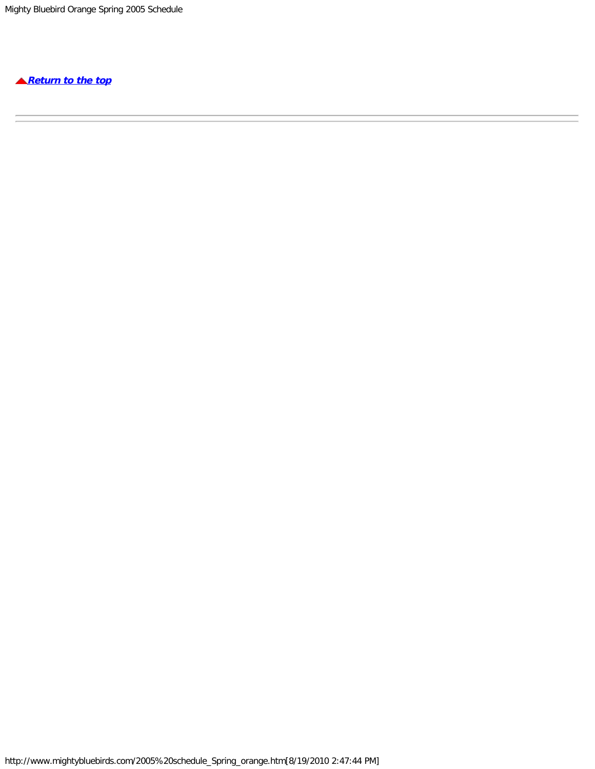[**_Return to the top_**]

---